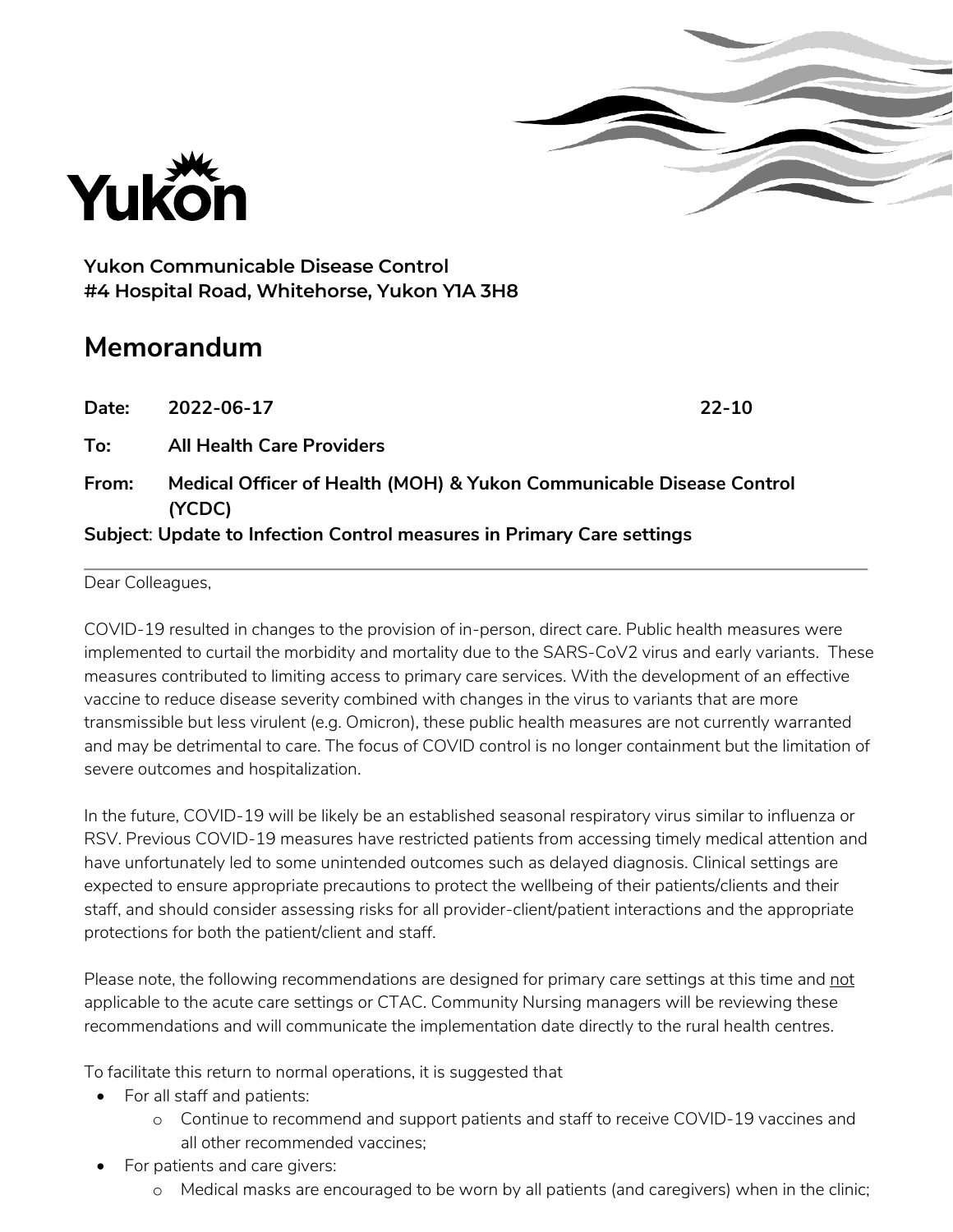Yukon

**Yukon Communicable Disease Control**
**#4 Hospital Road, Whitehorse, Yukon Y1A 3H8**

# Memorandum

**Date:** **2022-06-17** **22-10**

**To:** **All Health Care Providers**

**From:** **Medical Officer of Health (MOH) & Yukon Communicable Disease Control (YCDC)**

**Subject: Update to Infection Control measures in Primary Care settings**

---

Dear Colleagues,

COVID-19 resulted in changes to the provision of in-person, direct care. Public health measures were implemented to curtail the morbidity and mortality due to the SARS-CoV2 virus and early variants. These measures contributed to limiting access to primary care services. With the development of an effective vaccine to reduce disease severity combined with changes in the virus to variants that are more transmissible but less virulent (e.g. Omicron), these public health measures are not currently warranted and may be detrimental to care. The focus of COVID control is no longer containment but the limitation of severe outcomes and hospitalization.

In the future, COVID-19 will be likely be an established seasonal respiratory virus similar to influenza or RSV. Previous COVID-19 measures have restricted patients from accessing timely medical attention and have unfortunately led to some unintended outcomes such as delayed diagnosis. Clinical settings are expected to ensure appropriate precautions to protect the wellbeing of their patients/clients and their staff, and should consider assessing risks for all provider-client/patient interactions and the appropriate protections for both the patient/client and staff.

Please note, the following recommendations are designed for primary care settings at this time and <u>not</u> applicable to the acute care settings or CTAC. Community Nursing managers will be reviewing these recommendations and will communicate the implementation date directly to the rural health centres.

To facilitate this return to normal operations, it is suggested that

- For all staff and patients:
  - Continue to recommend and support patients and staff to receive COVID-19 vaccines and all other recommended vaccines;
- For patients and care givers:
  - Medical masks are encouraged to be worn by all patients (and caregivers) when in the clinic;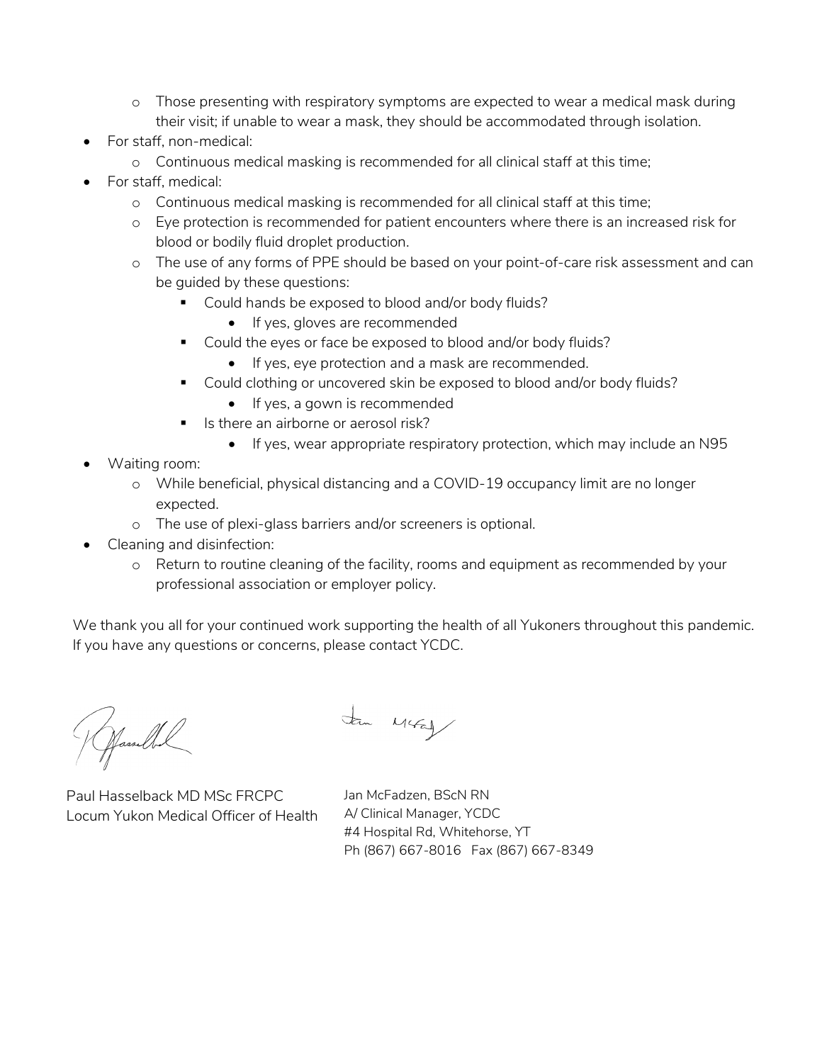- Those presenting with respiratory symptoms are expected to wear a medical mask during their visit; if unable to wear a mask, they should be accommodated through isolation.
- For staff, non-medical:
  - Continuous medical masking is recommended for all clinical staff at this time;
- For staff, medical:
  - Continuous medical masking is recommended for all clinical staff at this time;
  - Eye protection is recommended for patient encounters where there is an increased risk for blood or bodily fluid droplet production.
  - The use of any forms of PPE should be based on your point-of-care risk assessment and can be guided by these questions:
    - Could hands be exposed to blood and/or body fluids?
      - If yes, gloves are recommended
    - Could the eyes or face be exposed to blood and/or body fluids?
      - If yes, eye protection and a mask are recommended.
    - Could clothing or uncovered skin be exposed to blood and/or body fluids?
      - If yes, a gown is recommended
    - Is there an airborne or aerosol risk?
      - If yes, wear appropriate respiratory protection, which may include an N95
- Waiting room:
  - While beneficial, physical distancing and a COVID-19 occupancy limit are no longer expected.
  - The use of plexi-glass barriers and/or screeners is optional.
- Cleaning and disinfection:
  - Return to routine cleaning of the facility, rooms and equipment as recommended by your professional association or employer policy.

We thank you all for your continued work supporting the health of all Yukoners throughout this pandemic. If you have any questions or concerns, please contact YCDC.

Paul Hasselback MD MSc FRCPC
Locum Yukon Medical Officer of Health

Jan McFadzen, BScN RN
A/ Clinical Manager, YCDC
#4 Hospital Rd, Whitehorse, YT
Ph (867) 667-8016 Fax (867) 667-8349